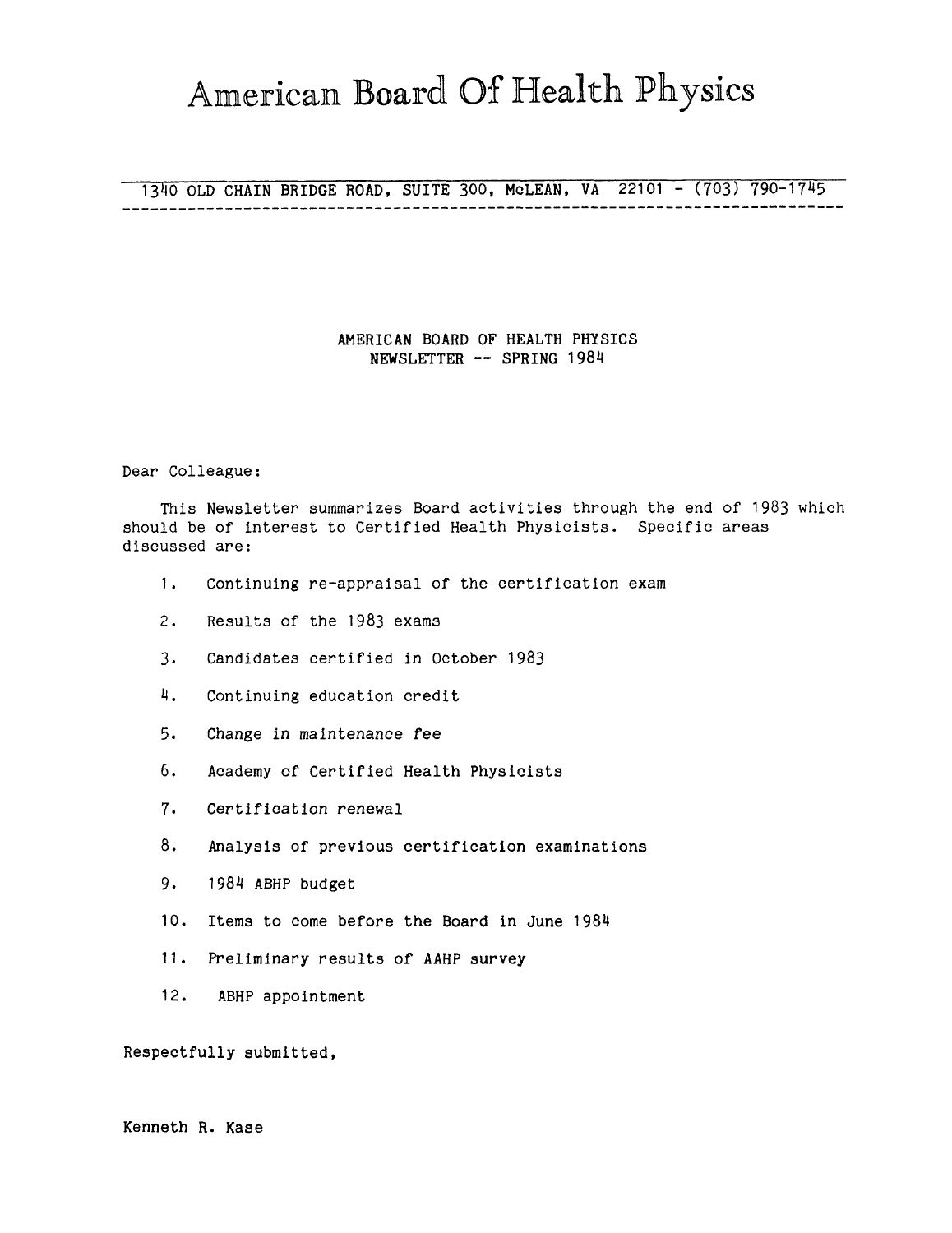# American Board Of Health Physics

1340 OLD CHAIN BRIDGE ROAD, SUITE 300, McLEAN, VA 22101 - (703) 790-1745

## AMERICAN BOARD OF HEALTH PHYSICS
## NEWSLETTER -- SPRING 1984

Dear Colleague:

This Newsletter summarizes Board activities through the end of 1983 which should be of interest to Certified Health Physicists. Specific areas discussed are:

1. Continuing re-appraisal of the certification exam
2. Results of the 1983 exams
3. Candidates certified in October 1983
4. Continuing education credit
5. Change in maintenance fee
6. Academy of Certified Health Physicists
7. Certification renewal
8. Analysis of previous certification examinations
9. 1984 ABHP budget
10. Items to come before the Board in June 1984
11. Preliminary results of AAHP survey
12. ABHP appointment

Respectfully submitted,

Kenneth R. Kase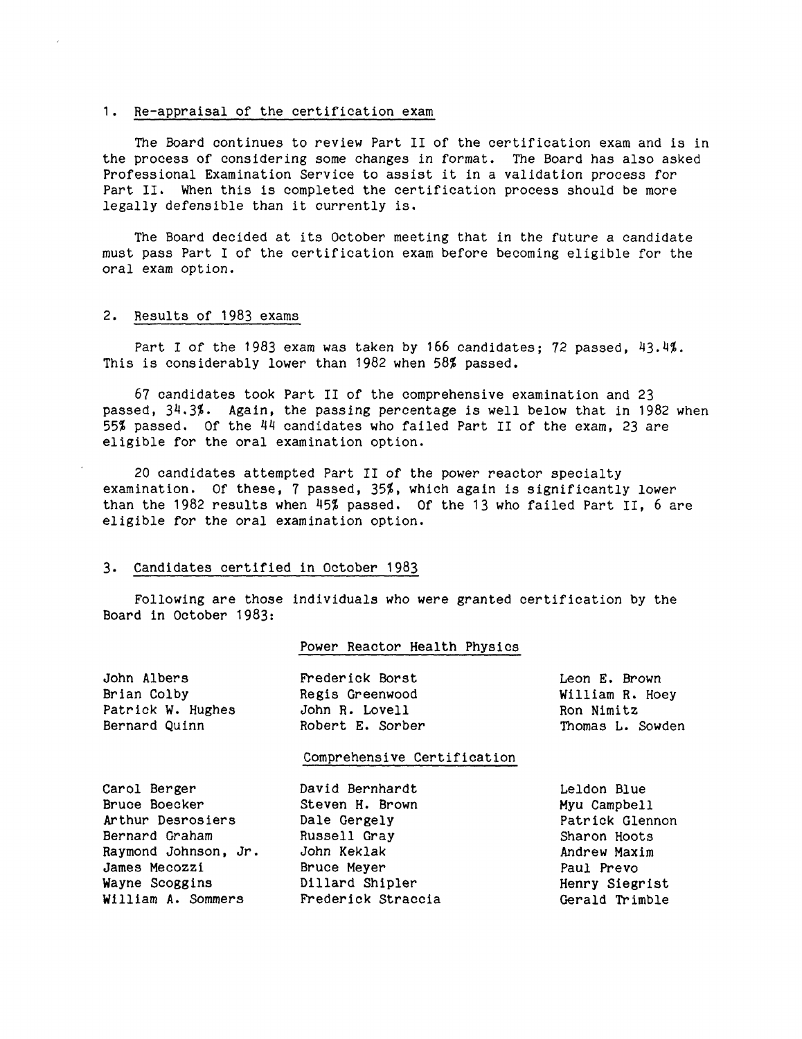## 1. Re-appraisal of the certification exam

The Board continues to review Part II of the certification exam and is in the process of considering some changes in format. The Board has also asked Professional Examination Service to assist it in a validation process for Part II. When this is completed the certification process should be more legally defensible than it currently is.

The Board decided at its October meeting that in the future a candidate must pass Part I of the certification exam before becoming eligible for the oral exam option.

## 2. Results of 1983 exams

Part I of the 1983 exam was taken by 166 candidates; 72 passed, 43.4%. This is considerably lower than 1982 when 58% passed.

67 candidates took Part II of the comprehensive examination and 23 passed, 34.3%. Again, the passing percentage is well below that in 1982 when 55% passed. Of the 44 candidates who failed Part II of the exam, 23 are eligible for the oral examination option.

20 candidates attempted Part II of the power reactor specialty examination. Of these, 7 passed, 35%, which again is significantly lower than the 1982 results when 45% passed. Of the 13 who failed Part II, 6 are eligible for the oral examination option.

## 3. Candidates certified in October 1983

Following are those individuals who were granted certification by the Board in October 1983:

### Power Reactor Health Physics

| | | |
|---|---|---|
| John Albers | Frederick Borst | Leon E. Brown |
| Brian Colby | Regis Greenwood | William R. Hoey |
| Patrick W. Hughes | John R. Lovell | Ron Nimitz |
| Bernard Quinn | Robert E. Sorber | Thomas L. Sowden |

### Comprehensive Certification

| | | |
|---|---|---|
| Carol Berger | David Bernhardt | Leldon Blue |
| Bruce Boecker | Steven H. Brown | Myu Campbell |
| Arthur Desrosiers | Dale Gergely | Patrick Glennon |
| Bernard Graham | Russell Gray | Sharon Hoots |
| Raymond Johnson, Jr. | John Keklak | Andrew Maxim |
| James Mecozzi | Bruce Meyer | Paul Prevo |
| Wayne Scoggins | Dillard Shipler | Henry Siegrist |
| William A. Sommers | Frederick Straccia | Gerald Trimble |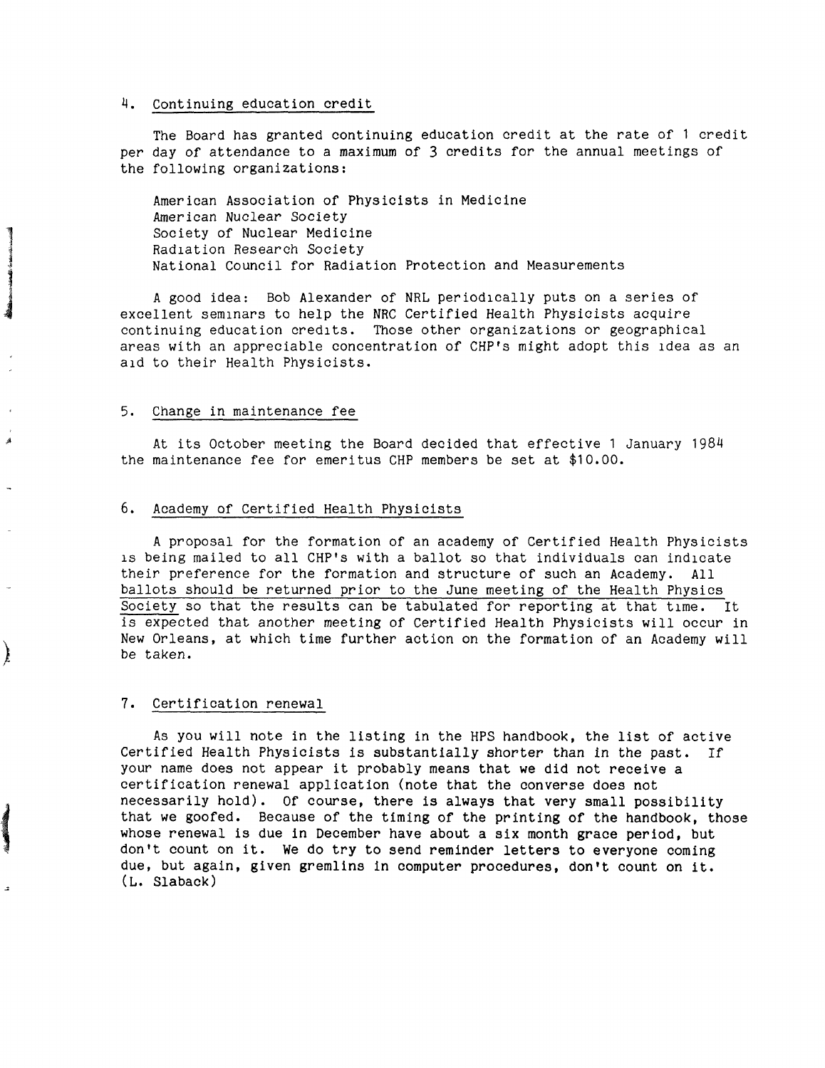## 4. Continuing education credit

The Board has granted continuing education credit at the rate of 1 credit per day of attendance to a maximum of 3 credits for the annual meetings of the following organizations:

American Association of Physicists in Medicine
American Nuclear Society
Society of Nuclear Medicine
Radiation Research Society
National Council for Radiation Protection and Measurements

A good idea: Bob Alexander of NRL periodically puts on a series of excellent seminars to help the NRC Certified Health Physicists acquire continuing education credits. Those other organizations or geographical areas with an appreciable concentration of CHP's might adopt this idea as an aid to their Health Physicists.

## 5. Change in maintenance fee

At its October meeting the Board decided that effective 1 January 1984 the maintenance fee for emeritus CHP members be set at $10.00.

## 6. Academy of Certified Health Physicists

A proposal for the formation of an academy of Certified Health Physicists is being mailed to all CHP's with a ballot so that individuals can indicate their preference for the formation and structure of such an Academy. <u>All ballots should be returned prior to the June meeting of the Health Physics Society</u> so that the results can be tabulated for reporting at that time. It is expected that another meeting of Certified Health Physicists will occur in New Orleans, at which time further action on the formation of an Academy will be taken.

## 7. Certification renewal

As you will note in the listing in the HPS handbook, the list of active Certified Health Physicists is substantially shorter than in the past. If your name does not appear it probably means that we did not receive a certification renewal application (note that the converse does not necessarily hold). Of course, there is always that very small possibility that we goofed. Because of the timing of the printing of the handbook, those whose renewal is due in December have about a six month grace period, but don't count on it. We do try to send reminder letters to everyone coming due, but again, given gremlins in computer procedures, don't count on it. (L. Slaback)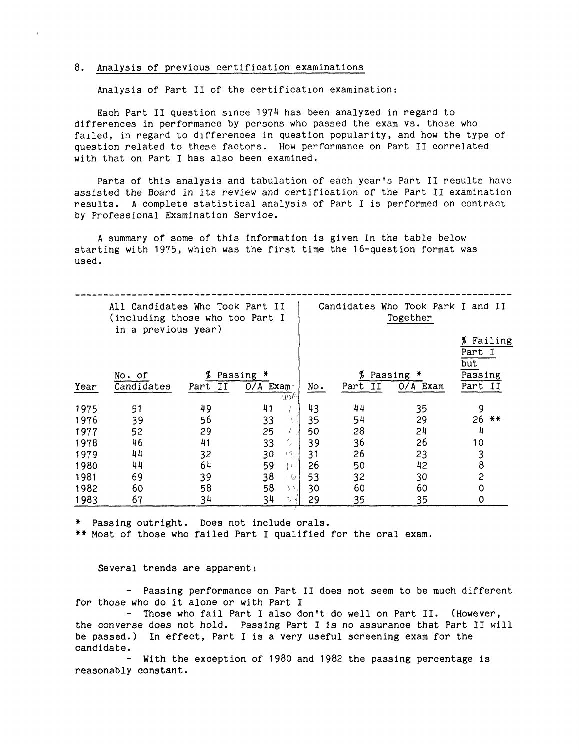## 8. Analysis of previous certification examinations

Analysis of Part II of the certification examination:

Each Part II question since 1974 has been analyzed in regard to differences in performance by persons who passed the exam vs. those who failed, in regard to differences in question popularity, and how the type of question related to these factors. How performance on Part II correlated with that on Part I has also been examined.

Parts of this analysis and tabulation of each year's Part II results have assisted the Board in its review and certification of the Part II examination results. A complete statistical analysis of Part I is performed on contract by Professional Examination Service.

A summary of some of this information is given in the table below starting with 1975, which was the first time the 16-question format was used.

| | All Candidates Who Took Part II (including those who too Part I in a previous year) | | | Candidates Who Took Park I and II Together | | | |
|---|---|---|---|---|---|---|---|
| Year | No. of Candidates | % Passing * Part II | % Passing * O/A Exam | No. | % Passing * Part II | % Passing * O/A Exam | % Failing Part I but Passing Part II |
| 1975 | 51 | 49 | 41 | 43 | 44 | 35 | 9 |
| 1976 | 39 | 56 | 33 | 35 | 54 | 29 | 26 ** |
| 1977 | 52 | 29 | 25 | 50 | 28 | 24 | 4 |
| 1978 | 46 | 41 | 33 | 39 | 36 | 26 | 10 |
| 1979 | 44 | 32 | 30 | 31 | 26 | 23 | 3 |
| 1980 | 44 | 64 | 59 | 26 | 50 | 42 | 8 |
| 1981 | 69 | 39 | 38 | 53 | 32 | 30 | 2 |
| 1982 | 60 | 58 | 58 | 30 | 60 | 60 | 0 |
| 1983 | 67 | 34 | 34 | 29 | 35 | 35 | 0 |

\* Passing outright. Does not include orals.
\** Most of those who failed Part I qualified for the oral exam.

Several trends are apparent:

- Passing performance on Part II does not seem to be much different for those who do it alone or with Part I
- Those who fail Part I also don't do well on Part II. (However, the converse does not hold. Passing Part I is no assurance that Part II will be passed.) In effect, Part I is a very useful screening exam for the candidate.
- With the exception of 1980 and 1982 the passing percentage is reasonably constant.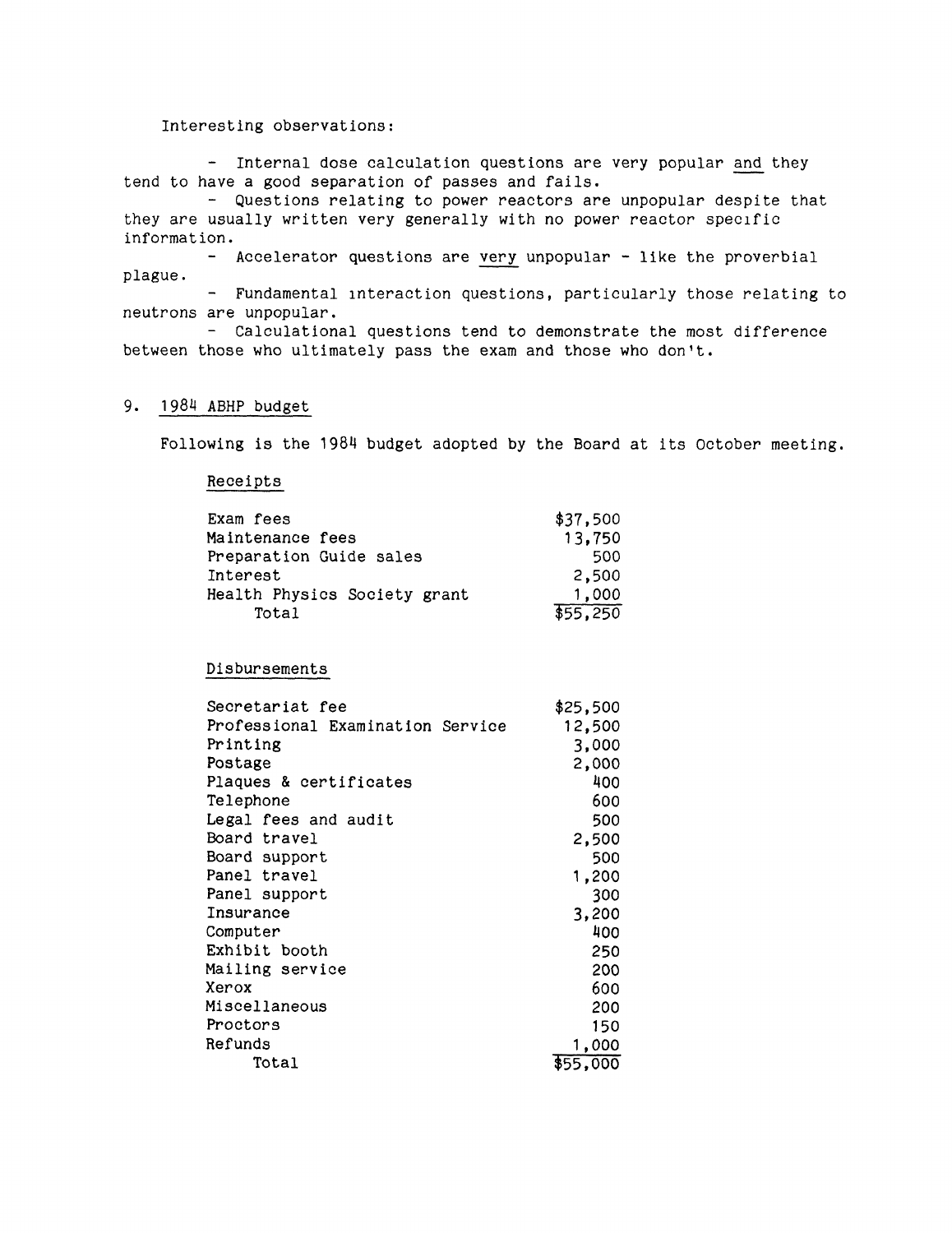Interesting observations:

- Internal dose calculation questions are very popular <u>and</u> they tend to have a good separation of passes and fails.
- Questions relating to power reactors are unpopular despite that they are usually written very generally with no power reactor specific information.
- Accelerator questions are <u>very</u> unpopular - like the proverbial plague.
- Fundamental interaction questions, particularly those relating to neutrons are unpopular.
- Calculational questions tend to demonstrate the most difference between those who ultimately pass the exam and those who don't.

## 9. 1984 ABHP budget

Following is the 1984 budget adopted by the Board at its October meeting.

**Receipts**

| | |
|---|---:|
| Exam fees | $37,500 |
| Maintenance fees | 13,750 |
| Preparation Guide sales | 500 |
| Interest | 2,500 |
| Health Physics Society grant | 1,000 |
| Total | $55,250 |

**Disbursements**

| | |
|---|---:|
| Secretariat fee | $25,500 |
| Professional Examination Service | 12,500 |
| Printing | 3,000 |
| Postage | 2,000 |
| Plaques & certificates | 400 |
| Telephone | 600 |
| Legal fees and audit | 500 |
| Board travel | 2,500 |
| Board support | 500 |
| Panel travel | 1,200 |
| Panel support | 300 |
| Insurance | 3,200 |
| Computer | 400 |
| Exhibit booth | 250 |
| Mailing service | 200 |
| Xerox | 600 |
| Miscellaneous | 200 |
| Proctors | 150 |
| Refunds | 1,000 |
| Total | $55,000 |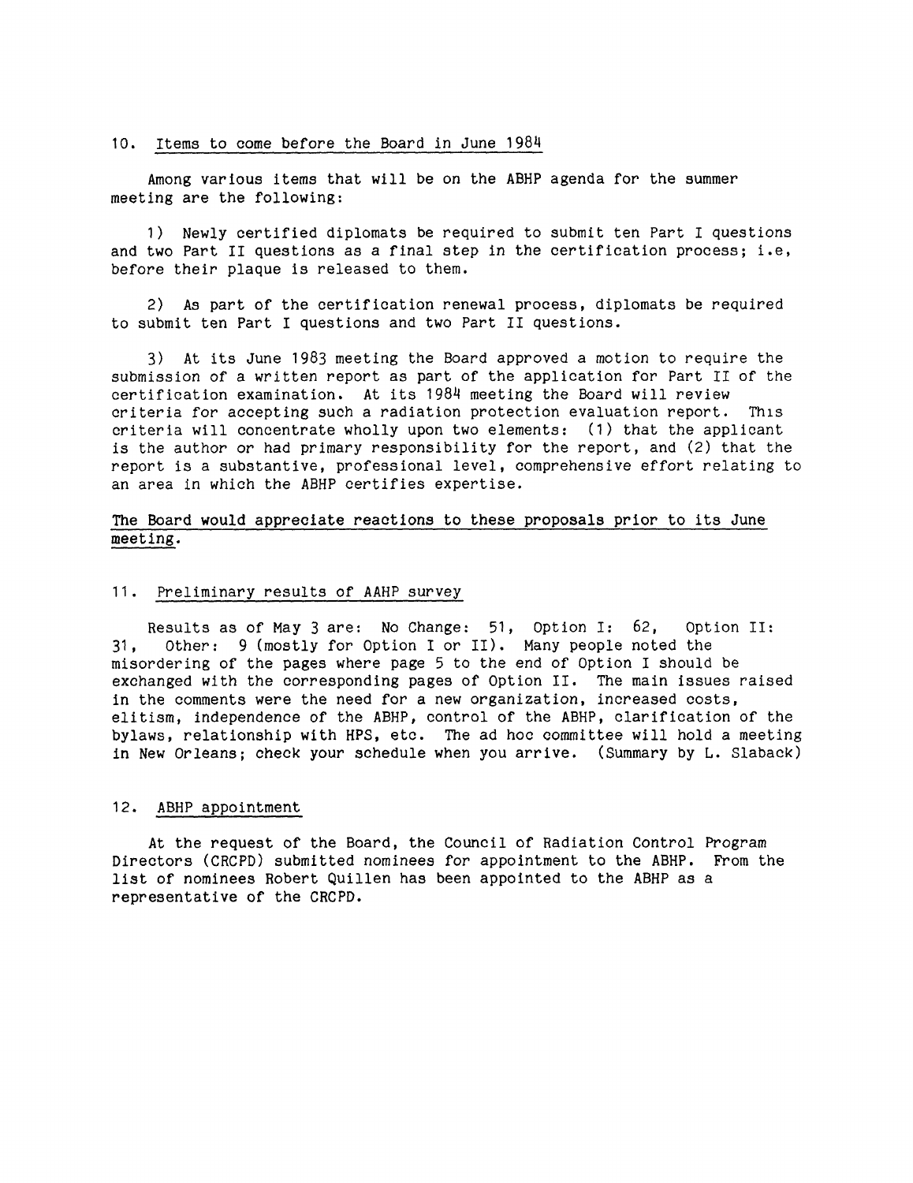## 10. Items to come before the Board in June 1984

Among various items that will be on the ABHP agenda for the summer meeting are the following:

1) Newly certified diplomats be required to submit ten Part I questions and two Part II questions as a final step in the certification process; i.e, before their plaque is released to them.

2) As part of the certification renewal process, diplomats be required to submit ten Part I questions and two Part II questions.

3) At its June 1983 meeting the Board approved a motion to require the submission of a written report as part of the application for Part II of the certification examination. At its 1984 meeting the Board will review criteria for accepting such a radiation protection evaluation report. This criteria will concentrate wholly upon two elements: (1) that the applicant is the author or had primary responsibility for the report, and (2) that the report is a substantive, professional level, comprehensive effort relating to an area in which the ABHP certifies expertise.

The Board would appreciate reactions to these proposals prior to its June meeting.

## 11. Preliminary results of AAHP survey

Results as of May 3 are: No Change: 51, Option I: 62, Option II: 31, Other: 9 (mostly for Option I or II). Many people noted the misordering of the pages where page 5 to the end of Option I should be exchanged with the corresponding pages of Option II. The main issues raised in the comments were the need for a new organization, increased costs, elitism, independence of the ABHP, control of the ABHP, clarification of the bylaws, relationship with HPS, etc. The ad hoc committee will hold a meeting in New Orleans; check your schedule when you arrive. (Summary by L. Slaback)

## 12. ABHP appointment

At the request of the Board, the Council of Radiation Control Program Directors (CRCPD) submitted nominees for appointment to the ABHP. From the list of nominees Robert Quillen has been appointed to the ABHP as a representative of the CRCPD.